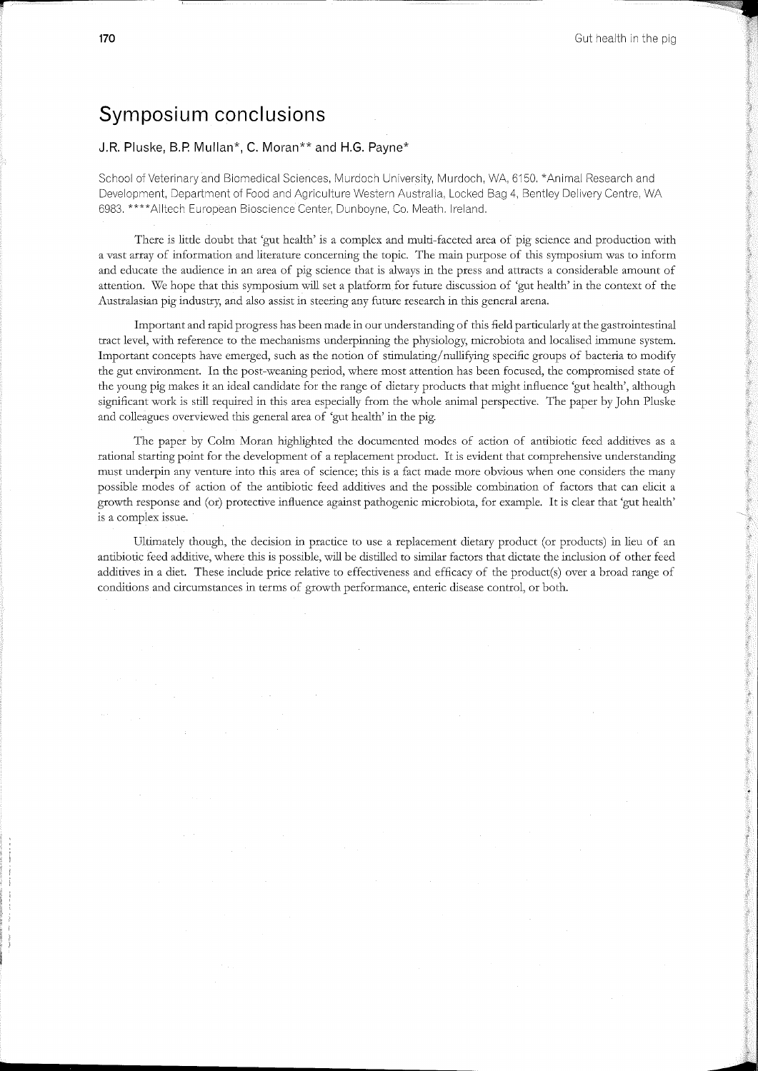# Symposium conclusions

J.R. Pluske, B.P. Mullan*, C. Moran** and H.G. Payne*

School of Veterinary and Biomedical Sciences, Murdoch University, Murdoch, WA, 6150. *Animal Research and Development, Department of Food and Agriculture Western Australia, Locked Bag 4, Bentley Delivery Centre, WA 6983. ****Alltech European Bioscience Center, Dunboyne, Co. Meath. Ireland.

There is little doubt that 'gut health' is a complex and multi-faceted area of pig science and production with a vast array of information and literature concerning the topic. The main purpose of this symposium was to inform and educate the audience in an area of pig science that is always in the press and attracts a considerable amount of attention. We hope that this symposium will set a platform for future discussion of 'gut health' in the context of the Australasian pig industry, and also assist in steering any future research in this general arena.

Important and rapid progress has been made in our understanding of this field particularly at the gastrointestinal tract level, with reference to the mechanisms underpinning the physiology, microbiota and localised immune system. Important concepts have emerged, such as the notion of stimulating/nullifying specific groups of bacteria to modify the gut environment. In the post-weaning period, where most attention has been focused, the compromised state of the young pig makes it an ideal candidate for the range of dietary products that might influence 'gut health', although significant work is still required in this area especially from the whole animal perspective. The paper by John Pluske and colleagues overviewed this general area of 'gut health' in the pig.

The paper by Colm Moran highlighted the documented modes of action of antibiotic feed additives as a rational starting point for the development of a replacement product. It is evident that comprehensive understanding must underpin any venture into this area of science; this is a fact made more obvious when one considers the many possible modes of action of the antibiotic feed additives and the possible combination of factors that can elicit a growth response and (or) protective influence against pathogenic microbiota, for example. It is clear that 'gut health' is a complex issue.

Ultimately though, the decision in practice to use a replacement dietary product (or products) in lieu of an antibiotic feed additive, where this is possible, will be distilled to similar factors that dictate the inclusion of other feed additives in a diet. These include price relative to effectiveness and efficacy of the product(s) over a broad range of conditions and circumstances in terms of growth performance, enteric disease control, or both.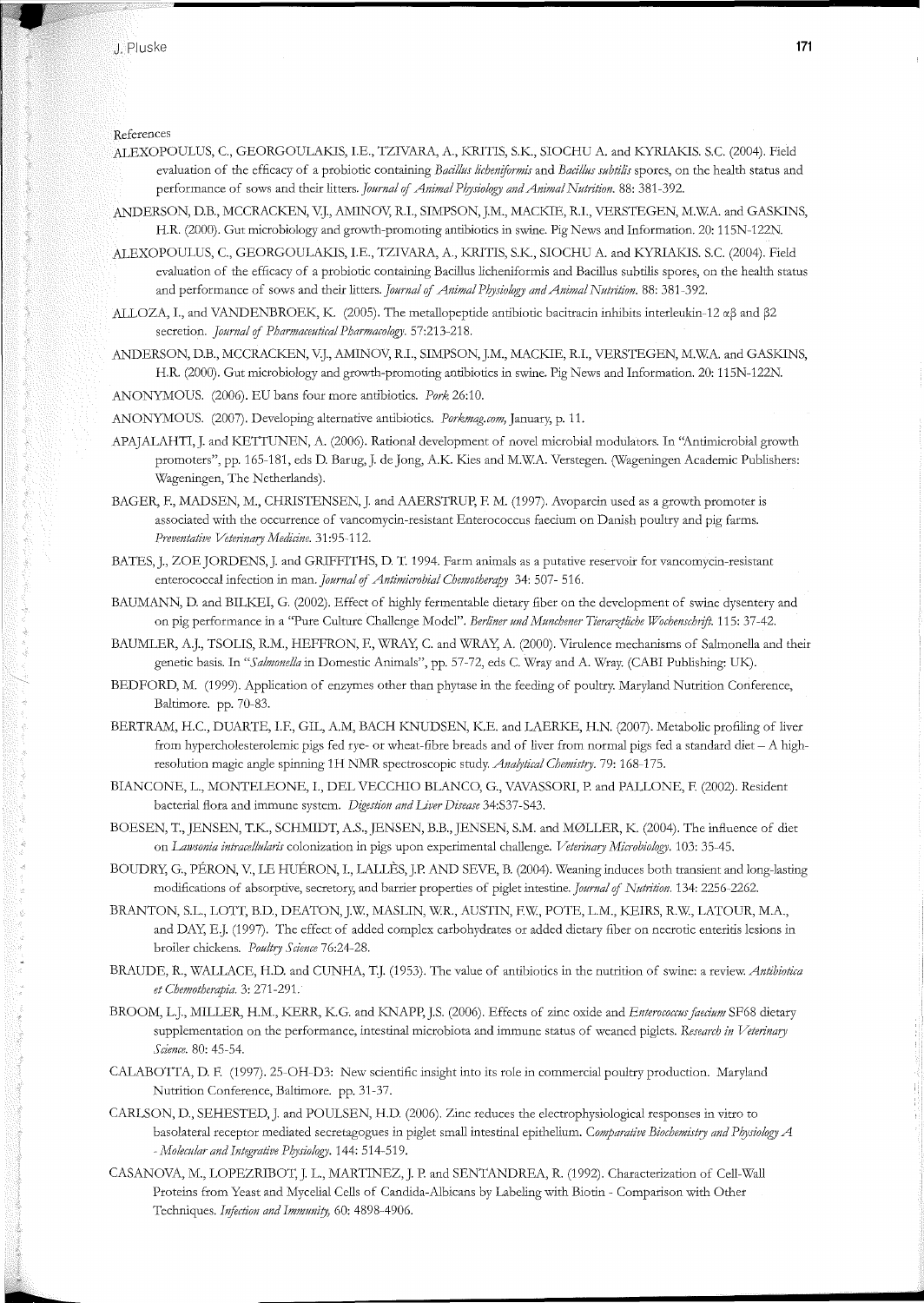References

ALEXOPOULUS, C., GEORGOULAKIS, I.E., TZIVARA, A., KRITIS, S.K., SIOCHU A. and KYRIAKIS. S.C. (2004). Field evaluation of the efficacy of a probiotic containing *Bacillus licheniformis* and *Bacillus subtilis* spores, on the health status and performance of sows and their litters. *Journal of Animal Physiology and Animal Nutrition.* 88: 381-392.

ANDERSON, D.B., MCCRACKEN, V.J., AMINOV, R.I., SIMPSON, J.M., MACKIE, R.I., VERSTEGEN, M.W.A. and GASKINS, H.R. (2000). Gut microbiology and growth-promoting antibiotics in swine. Pig News and Information. 20: 115N-122N.

ALEXOPOULUS, C., GEORGOULAKIS, I.E., TZIVARA, A., KRITIS, S.K., SIOCHU A. and KYRIAKIS. S.C. (2004). Field evaluation of the efficacy of a probiotic containing Bacillus licheniformis and Bacillus subtilis spores, on the health status and performance of sows and their litters. *Journal of Animal Physiology and Animal Nutrition.* 88: 381-392.

ALLOZA, I., and VANDENBROEK, K. (2005). The metallopeptide antibiotic bacitracin inhibits interleukin-12 $\alpha\beta$ and $\beta2$ secretion. *Journal of Pharmaceutical Pharmacology.* 57:213-218.

ANDERSON, D.B., MCCRACKEN, V.J., AMINOV, R.I., SIMPSON, J.M., MACKIE, R.I., VERSTEGEN, M.W.A. and GASKINS, H.R. (2000). Gut microbiology and growth-promoting antibiotics in swine. Pig News and Information. 20: 115N-122N.

ANONYMOUS. (2006). EU bans four more antibiotics. *Pork* 26:10.

ANONYMOUS. (2007). Developing alternative antibiotics. *Porkmag.com,* January, p. 11.

APAJALAHTI, J. and KETTUNEN, A. (2006). Rational development of novel microbial modulators. In "Antimicrobial growth promoters", pp. 165-181, eds D. Barug, J. de Jong, A.K. Kies and M.W.A. Verstegen. (Wageningen Academic Publishers: Wageningen, The Netherlands).

BAGER, F., MADSEN, M., CHRISTENSEN, J. and AAERSTRUP, F. M. (1997). Avoparcin used as a growth promoter is associated with the occurrence of vancomycin-resistant Enterococcus faecium on Danish poultry and pig farms. *Preventative Veterinary Medicine.* 31:95-112.

BATES, J., ZOE JORDENS, J. and GRIFFITHS, D. T. 1994. Farm animals as a putative reservoir for vancomycin-resistant enterococcal infection in man. *Journal of Antimicrobial Chemotherapy* 34: 507- 516.

BAUMANN, D. and BILKEI, G. (2002). Effect of highly fermentable dietary fiber on the development of swine dysentery and on pig performance in a "Pure Culture Challenge Model". *Berliner und Munchener Tierarztliche Wochenschrift.* 115: 37-42.

BAUMLER, A.J., TSOLIS, R.M., HEFFRON, F., WRAY, C. and WRAY, A. (2000). Virulence mechanisms of Salmonella and their genetic basis. In "*Salmonella* in Domestic Animals", pp. 57-72, eds C. Wray and A. Wray. (CABI Publishing: UK).

BEDFORD, M. (1999). Application of enzymes other than phytase in the feeding of poultry. Maryland Nutrition Conference, Baltimore. pp. 70-83.

BERTRAM, H.C., DUARTE, I.F., GIL, A.M, BACH KNUDSEN, K.E. and LAERKE, H.N. (2007). Metabolic profiling of liver from hypercholesterolemic pigs fed rye- or wheat-fibre breads and of liver from normal pigs fed a standard diet – A high-resolution magic angle spinning 1H NMR spectroscopic study. *Analytical Chemistry.* 79: 168-175.

BIANCONE, L., MONTELEONE, I., DEL VECCHIO BLANCO, G., VAVASSORI, P. and PALLONE, F. (2002). Resident bacterial flora and immune system. *Digestion and Liver Disease* 34:S37-S43.

BOESEN, T., JENSEN, T.K., SCHMIDT, A.S., JENSEN, B.B., JENSEN, S.M. and MØLLER, K. (2004). The influence of diet on *Lawsonia intracellularis* colonization in pigs upon experimental challenge. *Veterinary Microbiology.* 103: 35-45.

BOUDRY, G., PÉRON, V., LE HUÉRON, I., LALLÈS, J.P. AND SEVE, B. (2004). Weaning induces both transient and long-lasting modifications of absorptive, secretory, and barrier properties of piglet intestine. *Journal of Nutrition.* 134: 2256-2262.

BRANTON, S.L., LOTT, B.D., DEATON, J.W., MASLIN, W.R., AUSTIN, F.W., POTE, L.M., KEIRS, R.W., LATOUR, M.A., and DAY, E.J. (1997). The effect of added complex carbohydrates or added dietary fiber on necrotic enteritis lesions in broiler chickens. *Poultry Science* 76:24-28.

BRAUDE, R., WALLACE, H.D. and CUNHA, T.J. (1953). The value of antibiotics in the nutrition of swine: a review. *Antibiotica et Chemotherapia.* 3: 271-291.

BROOM, L.J., MILLER, H.M., KERR, K.G. and KNAPP, J.S. (2006). Effects of zinc oxide and *Enterococcus faecium* SF68 dietary supplementation on the performance, intestinal microbiota and immune status of weaned piglets. *Research in Veterinary Science.* 80: 45-54.

CALABOTTA, D. F. (1997). 25-OH-D3: New scientific insight into its role in commercial poultry production. Maryland Nutrition Conference, Baltimore. pp. 31-37.

CARLSON, D., SEHESTED, J. and POULSEN, H.D. (2006). Zinc reduces the electrophysiological responses in vitro to basolateral receptor mediated secretagogues in piglet small intestinal epithelium. *Comparative Biochemistry and Physiology A - Molecular and Integrative Physiology.* 144: 514-519.

CASANOVA, M., LOPEZRIBOT, J. L., MARTINEZ, J. P. and SENTANDREA, R. (1992). Characterization of Cell-Wall Proteins from Yeast and Mycelial Cells of Candida-Albicans by Labeling with Biotin - Comparison with Other Techniques. *Infection and Immunity,* 60: 4898-4906.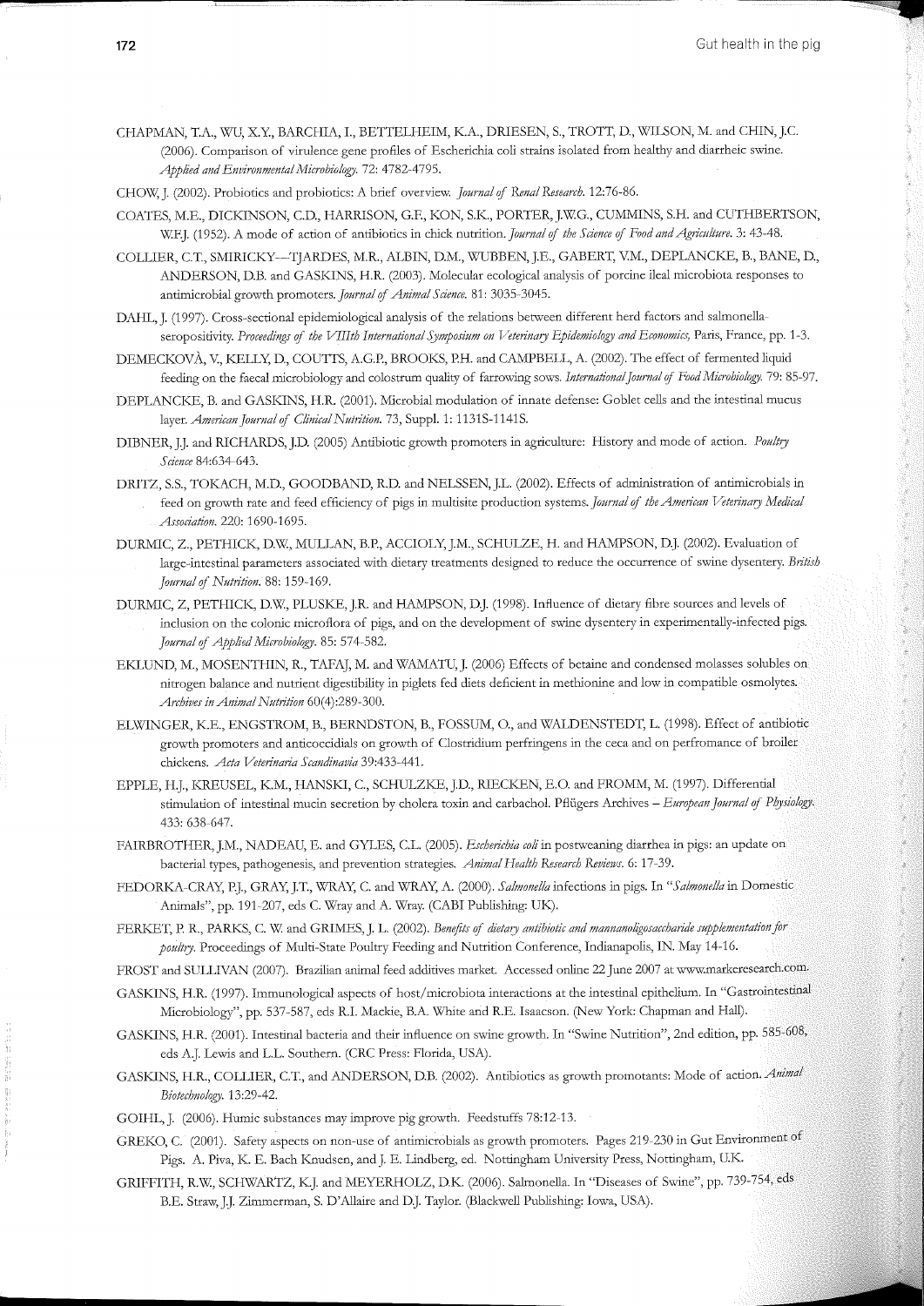CHAPMAN, T.A., WU, X.Y., BARCHIA, I., BETTELHEIM, K.A., DRIESEN, S., TROTT, D., WILSON, M. and CHIN, J.C. (2006). Comparison of virulence gene profiles of Escherichia coli strains isolated from healthy and diarrheic swine. *Applied and Environmental Microbiology*. 72: 4782-4795.

CHOW, J. (2002). Probiotics and probiotics: A brief overview. *Journal of Renal Research*. 12:76-86.

COATES, M.E., DICKINSON, C.D., HARRISON, G.F., KON, S.K., PORTER, J.W.G., CUMMINS, S.H. and CUTHBERTSON, W.F.J. (1952). A mode of action of antibiotics in chick nutrition. *Journal of the Science of Food and Agriculture*. 3: 43-48.

COLLIER, C.T., SMIRICKY—TJARDES, M.R., ALBIN, D.M., WUBBEN, J.E., GABERT, V.M., DEPLANCKE, B., BANE, D., ANDERSON, D.B. and GASKINS, H.R. (2003). Molecular ecological analysis of porcine ileal microbiota responses to antimicrobial growth promoters. *Journal of Animal Science*. 81: 3035-3045.

DAHL, J. (1997). Cross-sectional epidemiological analysis of the relations between different herd factors and salmonella-seropositivity. *Proceedings of the VIIIth International Symposium on Veterinary Epidemiology and Economics*, Paris, France, pp. 1-3.

DEMECKOVÀ, V., KELLY, D., COUTTS, A.G.P., BROOKS, P.H. and CAMPBELL, A. (2002). The effect of fermented liquid feeding on the faecal microbiology and colostrum quality of farrowing sows. *International Journal of Food Microbiology*. 79: 85-97.

DEPLANCKE, B. and GASKINS, H.R. (2001). Microbial modulation of innate defense: Goblet cells and the intestinal mucus layer. *American Journal of Clinical Nutrition*. 73, Suppl. 1: 1131S-1141S.

DIBNER, J.J. and RICHARDS, J.D. (2005) Antibiotic growth promoters in agriculture: History and mode of action. *Poultry Science* 84:634-643.

DRITZ, S.S., TOKACH, M.D., GOODBAND, R.D. and NELSSEN, J.L. (2002). Effects of administration of antimicrobials in feed on growth rate and feed efficiency of pigs in multisite production systems. *Journal of the American Veterinary Medical Association*. 220: 1690-1695.

DURMIC, Z., PETHICK, D.W., MULLAN, B.P., ACCIOLY, J.M., SCHULZE, H. and HAMPSON, D.J. (2002). Evaluation of large-intestinal parameters associated with dietary treatments designed to reduce the occurrence of swine dysentery. *British Journal of Nutrition*. 88: 159-169.

DURMIC, Z, PETHICK, D.W., PLUSKE, J.R. and HAMPSON, D.J. (1998). Influence of dietary fibre sources and levels of inclusion on the colonic microflora of pigs, and on the development of swine dysentery in experimentally-infected pigs. *Journal of Applied Microbiology*. 85: 574-582.

EKLUND, M., MOSENTHIN, R., TAFAJ, M. and WAMATU, J. (2006) Effects of betaine and condensed molasses solubles on nitrogen balance and nutrient digestibility in piglets fed diets deficient in methionine and low in compatible osmolytes. *Archives in Animal Nutrition* 60(4):289-300.

ELWINGER, K.E., ENGSTROM, B., BERNDSTON, B., FOSSUM, O., and WALDENSTEDT, L. (1998). Effect of antibiotic growth promoters and anticoccidials on growth of Clostridium perfringens in the ceca and on perfromance of broiler chickens. *Acta Veterinaria Scandinavia* 39:433-441.

EPPLE, H.J., KREUSEL, K.M., HANSKI, C., SCHULZKE, J.D., RIECKEN, E.O. and FROMM, M. (1997). Differential stimulation of intestinal mucin secretion by cholera toxin and carbachol. Pflügers Archives – *European Journal of Physiology*. 433: 638-647.

FAIRBROTHER, J.M., NADEAU, E. and GYLES, C.L. (2005). *Escherichia coli* in postweaning diarrhea in pigs: an update on bacterial types, pathogenesis, and prevention strategies. *Animal Health Research Reviews*. 6: 17-39.

FEDORKA-CRAY, P.J., GRAY, J.T., WRAY, C. and WRAY, A. (2000). *Salmonella* infections in pigs. In "*Salmonella* in Domestic Animals", pp. 191-207, eds C. Wray and A. Wray. (CABI Publishing: UK).

FERKET, P. R., PARKS, C. W. and GRIMES, J. L. (2002). *Benefits of dietary antibiotic and mannanoligosaccharide supplementation for poultry*. Proceedings of Multi-State Poultry Feeding and Nutrition Conference, Indianapolis, IN. May 14-16.

FROST and SULLIVAN (2007). Brazilian animal feed additives market. Accessed online 22 June 2007 at www.markeresearch.com.

GASKINS, H.R. (1997). Immunological aspects of host/microbiota interactions at the intestinal epithelium. In "Gastrointestinal Microbiology", pp. 537-587, eds R.I. Mackie, B.A. White and R.E. Isaacson. (New York: Chapman and Hall).

GASKINS, H.R. (2001). Intestinal bacteria and their influence on swine growth. In "Swine Nutrition", 2nd edition, pp. 585-608, eds A.J. Lewis and L.L. Southern. (CRC Press: Florida, USA).

GASKINS, H.R., COLLIER, C.T., and ANDERSON, D.B. (2002). Antibiotics as growth promotants: Mode of action. *Animal Biotechnology*. 13:29-42.

GOIHL, J. (2006). Humic substances may improve pig growth. Feedstuffs 78:12-13.

GREKO, C. (2001). Safety aspects on non-use of antimicrobials as growth promoters. Pages 219-230 in Gut Environment of Pigs. A. Piva, K. E. Bach Knudsen, and J. E. Lindberg, ed. Nottingham University Press, Nottingham, U.K.

GRIFFITH, R.W., SCHWARTZ, K.J. and MEYERHOLZ, D.K. (2006). Salmonella. In "Diseases of Swine", pp. 739-754, eds B.E. Straw, J.J. Zimmerman, S. D'Allaire and D.J. Taylor. (Blackwell Publishing: Iowa, USA).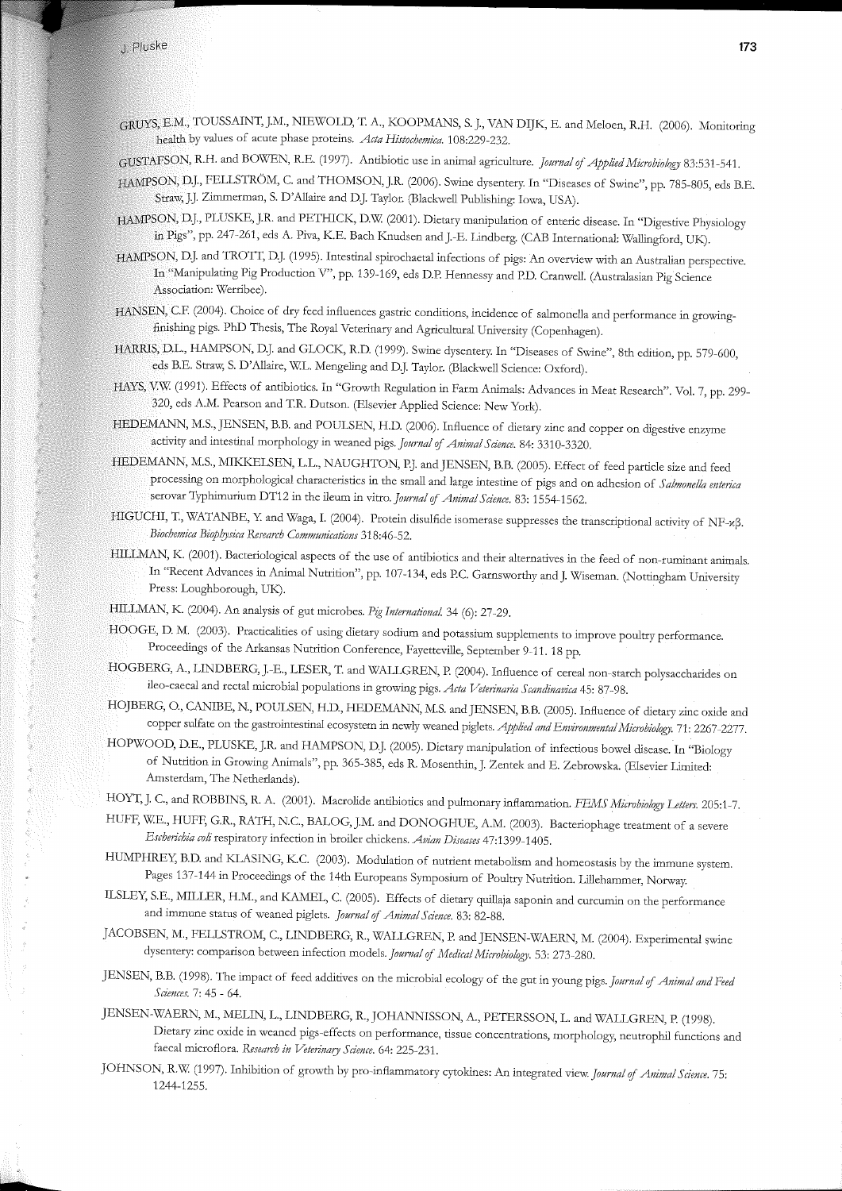GRUYS, E.M., TOUSSAINT, J.M., NIEWOLD, T. A., KOOPMANS, S. J., VAN DIJK, E. and Meloen, R.H. (2006). Monitoring health by values of acute phase proteins. *Acta Histochemica*. 108:229-232.

GUSTAFSON, R.H. and BOWEN, R.E. (1997). Antibiotic use in animal agriculture. *Journal of Applied Microbiology* 83:531-541.

HAMPSON, D.J., FELLSTRÖM, C. and THOMSON, J.R. (2006). Swine dysentery. In "Diseases of Swine", pp. 785-805, eds B.E. Straw, J.J. Zimmerman, S. D'Allaire and D.J. Taylor. (Blackwell Publishing: Iowa, USA).

HAMPSON, D.J., PLUSKE, J.R. and PETHICK, D.W. (2001). Dietary manipulation of enteric disease. In "Digestive Physiology in Pigs", pp. 247-261, eds A. Piva, K.E. Bach Knudsen and J.-E. Lindberg. (CAB International: Wallingford, UK).

HAMPSON, D.J. and TROTT, D.J. (1995). Intestinal spirochaetal infections of pigs: An overview with an Australian perspective. In "Manipulating Pig Production V", pp. 139-169, eds D.P. Hennessy and P.D. Cranwell. (Australasian Pig Science Association: Werribee).

HANSEN, C.F. (2004). Choice of dry feed influences gastric conditions, incidence of salmonella and performance in growing-finishing pigs. PhD Thesis, The Royal Veterinary and Agricultural University (Copenhagen).

HARRIS, D.L., HAMPSON, D.J. and GLOCK, R.D. (1999). Swine dysentery. In "Diseases of Swine", 8th edition, pp. 579-600, eds B.E. Straw, S. D'Allaire, W.L. Mengeling and D.J. Taylor. (Blackwell Science: Oxford).

HAYS, V.W. (1991). Effects of antibiotics. In "Growth Regulation in Farm Animals: Advances in Meat Research". Vol. 7, pp. 299-320, eds A.M. Pearson and T.R. Dutson. (Elsevier Applied Science: New York).

HEDEMANN, M.S., JENSEN, B.B. and POULSEN, H.D. (2006). Influence of dietary zinc and copper on digestive enzyme activity and intestinal morphology in weaned pigs. *Journal of Animal Science*. 84: 3310-3320.

HEDEMANN, M.S., MIKKELSEN, L.L., NAUGHTON, P.J. and JENSEN, B.B. (2005). Effect of feed particle size and feed processing on morphological characteristics in the small and large intestine of pigs and on adhesion of *Salmonella enterica* serovar Typhimurium DT12 in the ileum in vitro. *Journal of Animal Science*. 83: 1554-1562.

HIGUCHI, T., WATANBE, Y. and Waga, I. (2004). Protein disulfide isomerase suppresses the transcriptional activity of NF-$\kappa\beta$. *Biochemica Biophysica Research Communications* 318:46-52.

HILLMAN, K. (2001). Bacteriological aspects of the use of antibiotics and their alternatives in the feed of non-ruminant animals. In "Recent Advances in Animal Nutrition", pp. 107-134, eds P.C. Garnsworthy and J. Wiseman. (Nottingham University Press: Loughborough, UK).

HILLMAN, K. (2004). An analysis of gut microbes. *Pig International*. 34 (6): 27-29.

HOOGE, D. M. (2003). Practicalities of using dietary sodium and potassium supplements to improve poultry performance. Proceedings of the Arkansas Nutrition Conference, Fayetteville, September 9-11. 18 pp.

HOGBERG, A., LINDBERG, J.-E., LESER, T. and WALLGREN, P. (2004). Influence of cereal non-starch polysaccharides on ileo-caecal and rectal microbial populations in growing pigs. *Acta Veterinaria Scandinavica* 45: 87-98.

HOJBERG, O., CANIBE, N., POULSEN, H.D., HEDEMANN, M.S. and JENSEN, B.B. (2005). Influence of dietary zinc oxide and copper sulfate on the gastrointestinal ecosystem in newly weaned piglets. *Applied and Environmental Microbiology*. 71: 2267-2277.

HOPWOOD, D.E., PLUSKE, J.R. and HAMPSON, D.J. (2005). Dietary manipulation of infectious bowel disease. In "Biology of Nutrition in Growing Animals", pp. 365-385, eds R. Mosenthin, J. Zentek and E. Zebrowska. (Elsevier Limited: Amsterdam, The Netherlands).

HOYT, J. C., and ROBBINS, R. A. (2001). Macrolide antibiotics and pulmonary inflammation. *FEMS Microbiology Letters*. 205:1-7.

HUFF, W.E., HUFF, G.R., RATH, N.C., BALOG, J.M. and DONOGHUE, A.M. (2003). Bacteriophage treatment of a severe *Escherichia coli* respiratory infection in broiler chickens. *Avian Diseases* 47:1399-1405.

HUMPHREY, B.D. and KLASING, K.C. (2003). Modulation of nutrient metabolism and homeostasis by the immune system. Pages 137-144 in Proceedings of the 14th Europeans Symposium of Poultry Nutrition. Lillehammer, Norway.

ILSLEY, S.E., MILLER, H.M., and KAMEL, C. (2005). Effects of dietary quillaja saponin and curcumin on the performance and immune status of weaned piglets. *Journal of Animal Science*. 83: 82-88.

JACOBSEN, M., FELLSTROM, C., LINDBERG, R., WALLGREN, P. and JENSEN-WAERN, M. (2004). Experimental swine dysentery: comparison between infection models. *Journal of Medical Microbiology*. 53: 273-280.

JENSEN, B.B. (1998). The impact of feed additives on the microbial ecology of the gut in young pigs. *Journal of Animal and Feed Sciences*. 7: 45 - 64.

JENSEN-WAERN, M., MELIN, L., LINDBERG, R., JOHANNISSON, A., PETERSSON, L. and WALLGREN, P. (1998). Dietary zinc oxide in weaned pigs-effects on performance, tissue concentrations, morphology, neutrophil functions and faecal microflora. *Research in Veterinary Science*. 64: 225-231.

JOHNSON, R.W. (1997). Inhibition of growth by pro-inflammatory cytokines: An integrated view. *Journal of Animal Science*. 75: 1244-1255.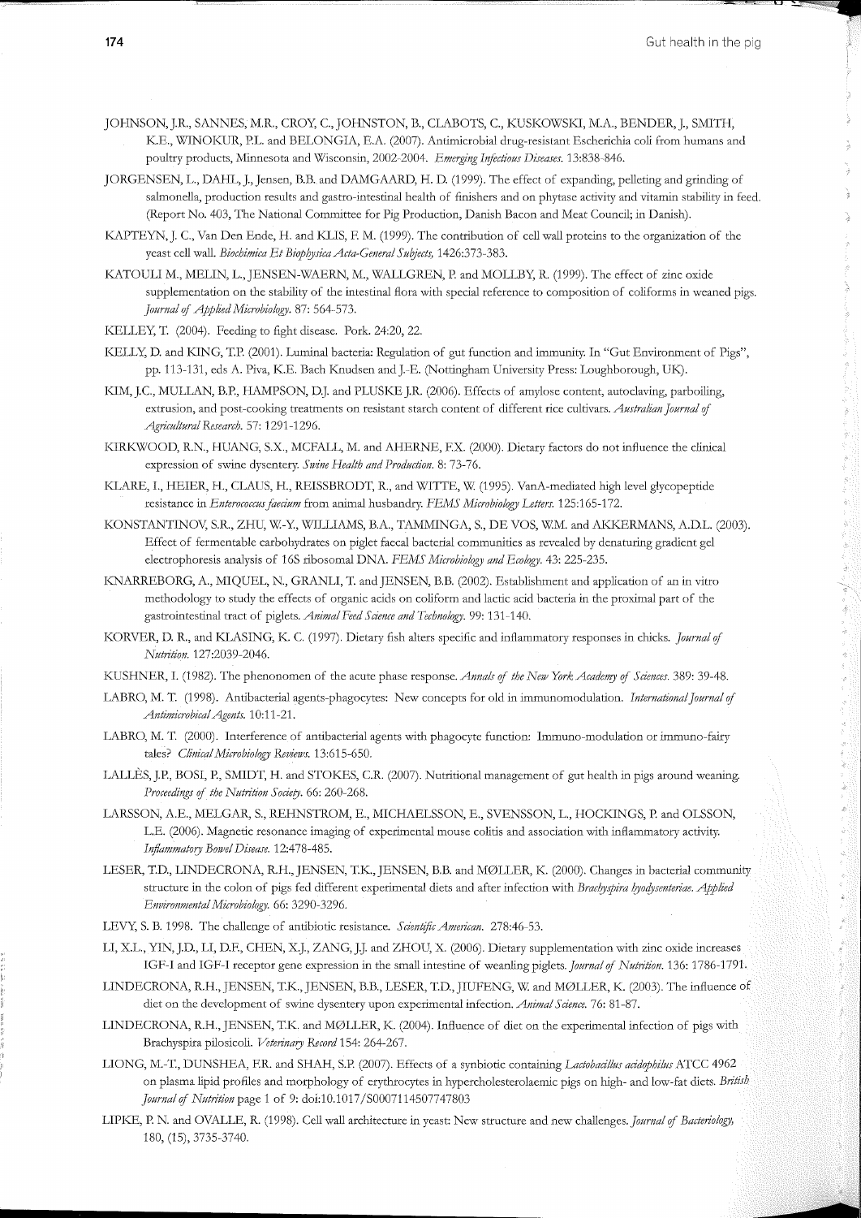JOHNSON, J.R., SANNES, M.R., CROY, C., JOHNSTON, B., CLABOTS, C., KUSKOWSKI, M.A., BENDER, J., SMITH, K.E., WINOKUR, P.L. and BELONGIA, E.A. (2007). Antimicrobial drug-resistant Escherichia coli from humans and poultry products, Minnesota and Wisconsin, 2002-2004. *Emerging Infectious Diseases*. 13:838-846.

JORGENSEN, L., DAHL, J., Jensen, B.B. and DAMGAARD, H. D. (1999). The effect of expanding, pelleting and grinding of salmonella, production results and gastro-intestinal health of finishers and on phytase activity and vitamin stability in feed. (Report No. 403, The National Committee for Pig Production, Danish Bacon and Meat Council; in Danish).

KAPTEYN, J. C., Van Den Ende, H. and KLIS, F. M. (1999). The contribution of cell wall proteins to the organization of the yeast cell wall. *Biochimica Et Biophysica Acta-General Subjects*, 1426:373-383.

KATOULI M., MELIN, L., JENSEN-WAERN, M., WALLGREN, P. and MOLLBY, R. (1999). The effect of zinc oxide supplementation on the stability of the intestinal flora with special reference to composition of coliforms in weaned pigs. *Journal of Applied Microbiology*. 87: 564-573.

KELLEY, T. (2004). Feeding to fight disease. Pork. 24:20, 22.

KELLY, D. and KING, T.P. (2001). Luminal bacteria: Regulation of gut function and immunity. In "Gut Environment of Pigs", pp. 113-131, eds A. Piva, K.E. Bach Knudsen and J.-E. (Nottingham University Press: Loughborough, UK).

KIM, J.C., MULLAN, B.P., HAMPSON, D.J. and PLUSKE J.R. (2006). Effects of amylose content, autoclaving, parboiling, extrusion, and post-cooking treatments on resistant starch content of different rice cultivars. *Australian Journal of Agricultural Research*. 57: 1291-1296.

KIRKWOOD, R.N., HUANG, S.X., MCFALL, M. and AHERNE, F.X. (2000). Dietary factors do not influence the clinical expression of swine dysentery. *Swine Health and Production*. 8: 73-76.

KLARE, I., HEIER, H., CLAUS, H., REISSBRODT, R., and WITTE, W. (1995). VanA-mediated high level glycopeptide resistance in *Enterococcus faecium* from animal husbandry. *FEMS Microbiology Letters*. 125:165-172.

KONSTANTINOV, S.R., ZHU, W.-Y., WILLIAMS, B.A., TAMMINGA, S., DE VOS, W.M. and AKKERMANS, A.D.L. (2003). Effect of fermentable carbohydrates on piglet faecal bacterial communities as revealed by denaturing gradient gel electrophoresis analysis of 16S ribosomal DNA. *FEMS Microbiology and Ecology*. 43: 225-235.

KNARREBORG, A., MIQUEL, N., GRANLI, T. and JENSEN, B.B. (2002). Establishment and application of an in vitro methodology to study the effects of organic acids on coliform and lactic acid bacteria in the proximal part of the gastrointestinal tract of piglets. *Animal Feed Science and Technology*. 99: 131-140.

KORVER, D. R., and KLASING, K. C. (1997). Dietary fish alters specific and inflammatory responses in chicks. *Journal of Nutrition*. 127:2039-2046.

KUSHNER, I. (1982). The phenonomen of the acute phase response. *Annals of the New York Academy of Sciences*. 389: 39-48.

LABRO, M. T. (1998). Antibacterial agents-phagocytes: New concepts for old in immunomodulation. *International Journal of Antimicrobical Agents*. 10:11-21.

LABRO, M. T. (2000). Interference of antibacterial agents with phagocyte function: Immuno-modulation or immuno-fairy tales? *Clinical Microbiology Reviews*. 13:615-650.

LALLÈS, J.P., BOSI, P., SMIDT, H. and STOKES, C.R. (2007). Nutritional management of gut health in pigs around weaning. *Proceedings of the Nutrition Society*. 66: 260-268.

LARSSON, A.E., MELGAR, S., REHNSTROM, E., MICHAELSSON, E., SVENSSON, L., HOCKINGS, P. and OLSSON, L.E. (2006). Magnetic resonance imaging of experimental mouse colitis and association with inflammatory activity. *Inflammatory Bowel Disease*. 12:478-485.

LESER, T.D., LINDECRONA, R.H., JENSEN, T.K., JENSEN, B.B. and MØLLER, K. (2000). Changes in bacterial community structure in the colon of pigs fed different experimental diets and after infection with *Brachyspira hyodysenteriae*. *Applied Environmental Microbiology*. 66: 3290-3296.

LEVY, S. B. 1998. The challenge of antibiotic resistance. *Scientific American*. 278:46-53.

LI, X.L., YIN, J.D., LI, D.F., CHEN, X.J., ZANG, J.J. and ZHOU, X. (2006). Dietary supplementation with zinc oxide increases IGF-I and IGF-I receptor gene expression in the small intestine of weanling piglets. *Journal of Nutrition*. 136: 1786-1791.

LINDECRONA, R.H., JENSEN, T.K., JENSEN, B.B., LESER, T.D., JIUFENG, W. and MØLLER, K. (2003). The influence of diet on the development of swine dysentery upon experimental infection. *Animal Science*. 76: 81-87.

LINDECRONA, R.H., JENSEN, T.K. and MØLLER, K. (2004). Influence of diet on the experimental infection of pigs with Brachyspira pilosicoli. *Veterinary Record* 154: 264-267.

LIONG, M.-T., DUNSHEA, F.R. and SHAH, S.P. (2007). Effects of a synbiotic containing *Lactobacillus acidophilus* ATCC 4962 on plasma lipid profiles and morphology of erythrocytes in hypercholesterolaemic pigs on high- and low-fat diets. *British Journal of Nutrition* page 1 of 9: doi:10.1017/S0007114507747803

LIPKE, P. N. and OVALLE, R. (1998). Cell wall architecture in yeast: New structure and new challenges. *Journal of Bacteriology*, 180, (15), 3735-3740.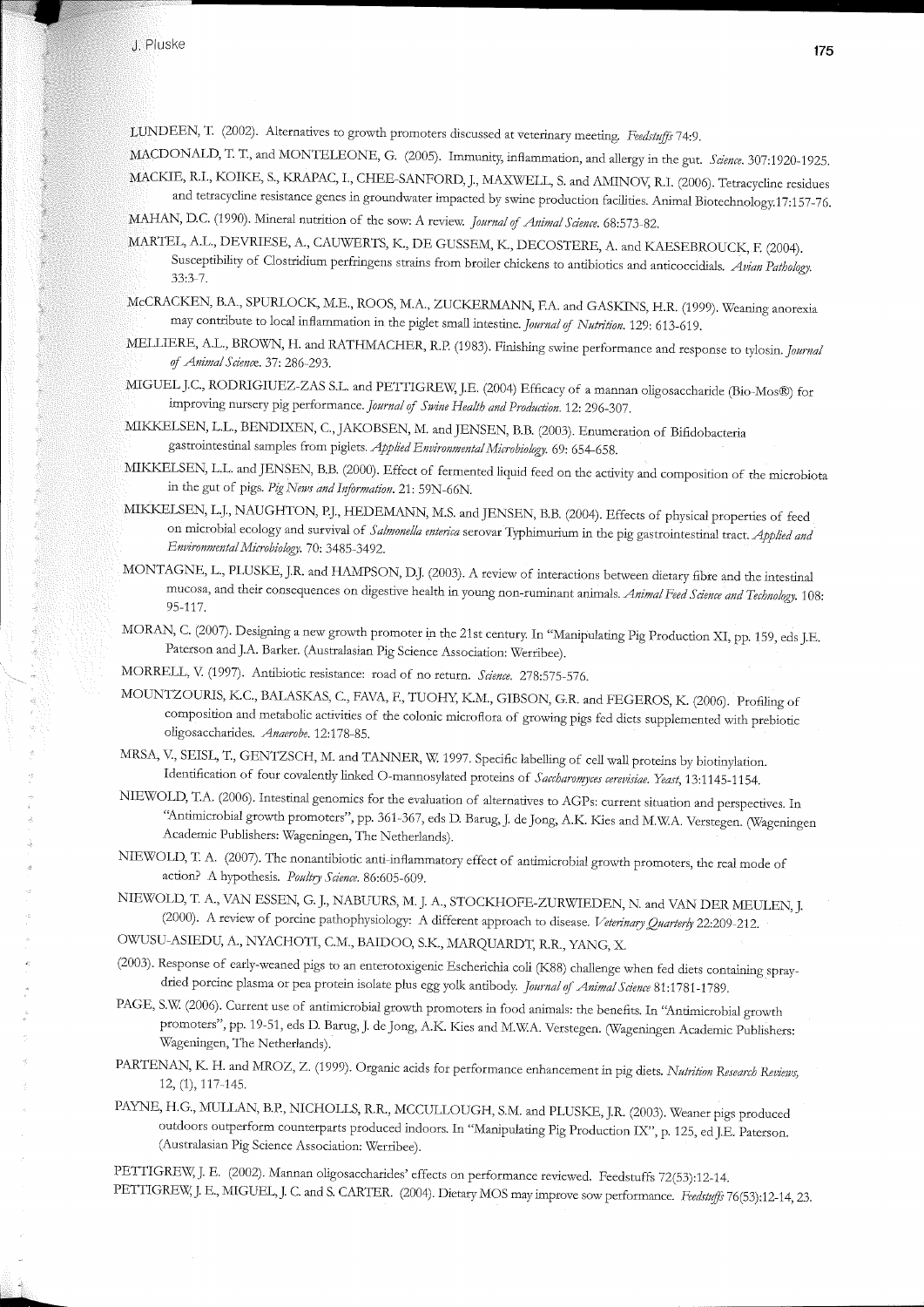LUNDEEN, T. (2002). Alternatives to growth promoters discussed at veterinary meeting. *Feedstuffs* 74:9.

MACDONALD, T. T., and MONTELEONE, G. (2005). Immunity, inflammation, and allergy in the gut. *Science*. 307:1920-1925.

MACKIE, R.I., KOIKE, S., KRAPAC, I., CHEE-SANFORD, J., MAXWELL, S. and AMINOV, R.I. (2006). Tetracycline residues and tetracycline resistance genes in groundwater impacted by swine production facilities. Animal Biotechnology.17:157-76.

MAHAN, D.C. (1990). Mineral nutrition of the sow: A review. *Journal of Animal Science*. 68:573-82.

MARTEL, A.L., DEVRIESE, A., CAUWERTS, K., DE GUSSEM, K., DECOSTERE, A. and KAESEBROUCK, F. (2004). Susceptibility of Clostridium perfringens strains from broiler chickens to antibiotics and anticoccidials. *Avian Pathology*. 33:3-7.

McCRACKEN, B.A., SPURLOCK, M.E., ROOS, M.A., ZUCKERMANN, F.A. and GASKINS, H.R. (1999). Weaning anorexia may contribute to local inflammation in the piglet small intestine. *Journal of Nutrition*. 129: 613-619.

MELLIERE, A.L., BROWN, H. and RATHMACHER, R.P. (1983). Finishing swine performance and response to tylosin. *Journal of Animal Science*. 37: 286-293.

MIGUEL J.C., RODRIGIUEZ-ZAS S.L. and PETTIGREW, J.E. (2004) Efficacy of a mannan oligosaccharide (Bio-Mos®) for improving nursery pig performance. *Journal of Swine Health and Production*. 12: 296-307.

MIKKELSEN, L.L., BENDIXEN, C., JAKOBSEN, M. and JENSEN, B.B. (2003). Enumeration of Bifidobacteria gastrointestinal samples from piglets. *Applied Environmental Microbiology*. 69: 654-658.

MIKKELSEN, L.L. and JENSEN, B.B. (2000). Effect of fermented liquid feed on the activity and composition of the microbiota in the gut of pigs. *Pig News and Information*. 21: 59N-66N.

MIKKELSEN, L.J., NAUGHTON, P.J., HEDEMANN, M.S. and JENSEN, B.B. (2004). Effects of physical properties of feed on microbial ecology and survival of *Salmonella enterica* serovar Typhimurium in the pig gastrointestinal tract. *Applied and Environmental Microbiology*. 70: 3485-3492.

MONTAGNE, L., PLUSKE, J.R. and HAMPSON, D.J. (2003). A review of interactions between dietary fibre and the intestinal mucosa, and their consequences on digestive health in young non-ruminant animals. *Animal Feed Science and Technology*. 108: 95-117.

MORAN, C. (2007). Designing a new growth promoter in the 21st century. In "Manipulating Pig Production XI, pp. 159, eds J.E. Paterson and J.A. Barker. (Australasian Pig Science Association: Werribee).

MORRELL, V. (1997). Antibiotic resistance: road of no return. *Science*. 278:575-576.

MOUNTZOURIS, K.C., BALASKAS, C., FAVA, F., TUOHY, K.M., GIBSON, G.R. and FEGEROS, K. (2006). Profiling of composition and metabolic activities of the colonic microflora of growing pigs fed diets supplemented with prebiotic oligosaccharides. *Anaerobe*. 12:178-85.

MRSA, V., SEISL, T., GENTZSCH, M. and TANNER, W. 1997. Specific labelling of cell wall proteins by biotinylation. Identification of four covalently linked O-mannosylated proteins of *Saccharomyces cerevisiae*. *Yeast*, 13:1145-1154.

NIEWOLD, T.A. (2006). Intestinal genomics for the evaluation of alternatives to AGPs: current situation and perspectives. In "Antimicrobial growth promoters", pp. 361-367, eds D. Barug, J. de Jong, A.K. Kies and M.W.A. Verstegen. (Wageningen Academic Publishers: Wageningen, The Netherlands).

NIEWOLD, T. A. (2007). The nonantibiotic anti-inflammatory effect of antimicrobial growth promoters, the real mode of action? A hypothesis. *Poultry Science*. 86:605-609.

NIEWOLD, T. A., VAN ESSEN, G. J., NABUURS, M. J. A., STOCKHOFE-ZURWIEDEN, N. and VAN DER MEULEN, J. (2000). A review of porcine pathophysiology: A different approach to disease. *Veterinary Quarterly* 22:209-212.

OWUSU-ASIEDU, A., NYACHOTI, C.M., BAIDOO, S.K., MARQUARDT, R.R., YANG, X. (2003). Response of early-weaned pigs to an enterotoxigenic Escherichia coli (K88) challenge when fed diets containing spray-dried porcine plasma or pea protein isolate plus egg yolk antibody. *Journal of Animal Science* 81:1781-1789.

PAGE, S.W. (2006). Current use of antimicrobial growth promoters in food animals: the benefits. In "Antimicrobial growth promoters", pp. 19-51, eds D. Barug, J. de Jong, A.K. Kies and M.W.A. Verstegen. (Wageningen Academic Publishers: Wageningen, The Netherlands).

PARTENAN, K. H. and MROZ, Z. (1999). Organic acids for performance enhancement in pig diets. *Nutrition Research Reviews*, 12, (1), 117-145.

PAYNE, H.G., MULLAN, B.P., NICHOLLS, R.R., MCCULLOUGH, S.M. and PLUSKE, J.R. (2003). Weaner pigs produced outdoors outperform counterparts produced indoors. In "Manipulating Pig Production IX", p. 125, ed J.E. Paterson. (Australasian Pig Science Association: Werribee).

PETTIGREW, J. E. (2002). Mannan oligosaccharides' effects on performance reviewed. Feedstuffs 72(53):12-14.

PETTIGREW, J. E., MIGUEL, J. C. and S. CARTER. (2004). Dietary MOS may improve sow performance. *Feedstuffs* 76(53):12-14, 23.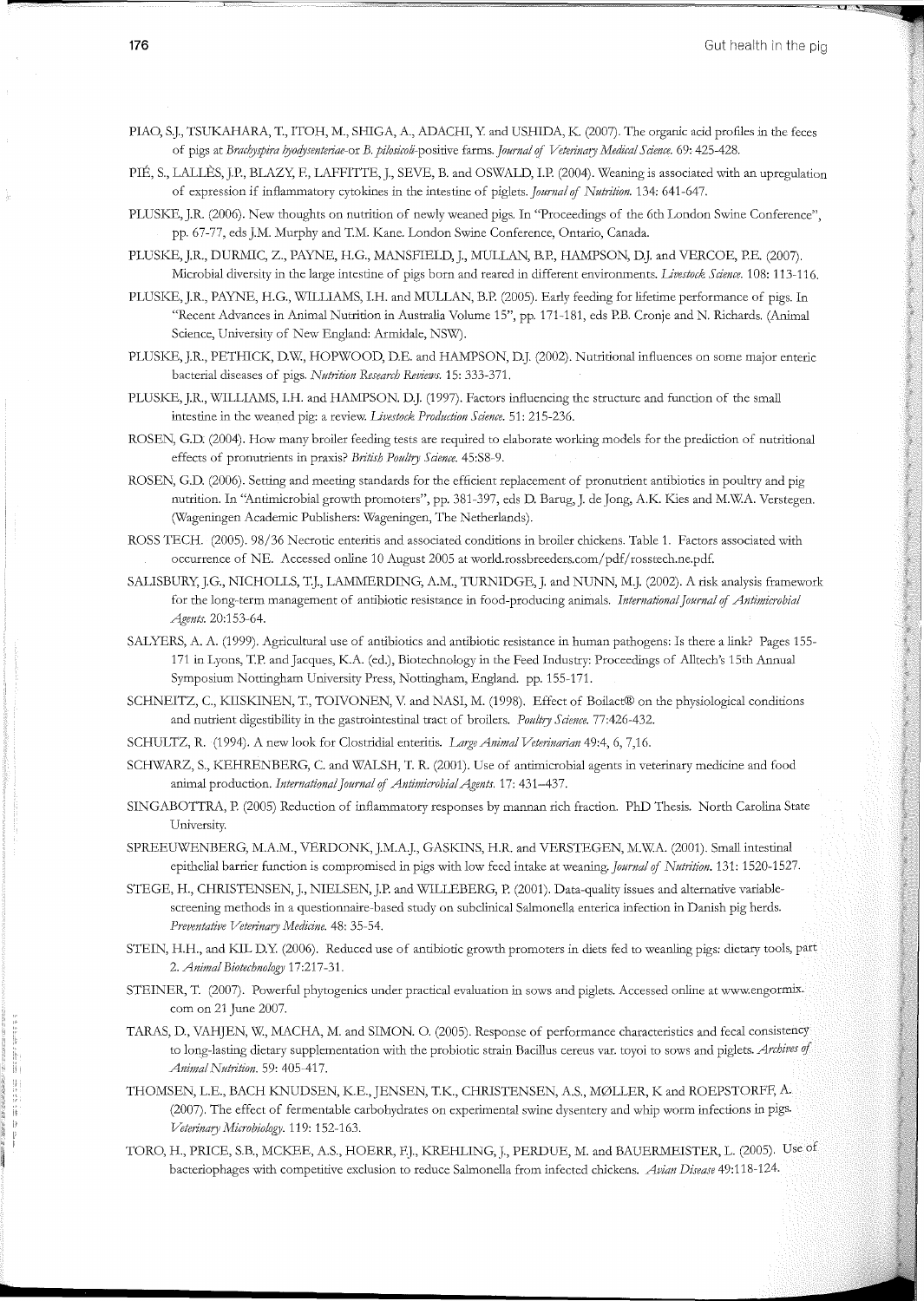PIAO, S.J., TSUKAHARA, T., ITOH, M., SHIGA, A., ADACHI, Y. and USHIDA, K. (2007). The organic acid profiles in the feces of pigs at *Brachyspira hyodysenteriae*-or *B. pilosicoli*-positive farms. *Journal of Veterinary Medical Science.* 69: 425-428.

PIÉ, S., LALLÈS, J.P., BLAZY, F., LAFFITTE, J., SEVE, B. and OSWALD, I.P. (2004). Weaning is associated with an upregulation of expression if inflammatory cytokines in the intestine of piglets. *Journal of Nutrition.* 134: 641-647.

PLUSKE, J.R. (2006). New thoughts on nutrition of newly weaned pigs. In "Proceedings of the 6th London Swine Conference", pp. 67-77, eds J.M. Murphy and T.M. Kane. London Swine Conference, Ontario, Canada.

PLUSKE, J.R., DURMIC, Z., PAYNE, H.G., MANSFIELD, J., MULLAN, B.P., HAMPSON, D.J. and VERCOE, P.E. (2007). Microbial diversity in the large intestine of pigs born and reared in different environments. *Livestock Science.* 108: 113-116.

PLUSKE, J.R., PAYNE, H.G., WILLIAMS, I.H. and MULLAN, B.P. (2005). Early feeding for lifetime performance of pigs. In "Recent Advances in Animal Nutrition in Australia Volume 15", pp. 171-181, eds P.B. Cronje and N. Richards. (Animal Science, University of New England: Armidale, NSW).

PLUSKE, J.R., PETHICK, D.W., HOPWOOD, D.E. and HAMPSON, D.J. (2002). Nutritional influences on some major enteric bacterial diseases of pigs. *Nutrition Research Reviews.* 15: 333-371.

PLUSKE, J.R., WILLIAMS, I.H. and HAMPSON. D.J. (1997). Factors influencing the structure and function of the small intestine in the weaned pig: a review. *Livestock Production Science.* 51: 215-236.

ROSEN, G.D. (2004). How many broiler feeding tests are required to elaborate working models for the prediction of nutritional effects of pronutrients in praxis? *British Poultry Science.* 45:S8-9.

ROSEN, G.D. (2006). Setting and meeting standards for the efficient replacement of pronutrient antibiotics in poultry and pig nutrition. In "Antimicrobial growth promoters", pp. 381-397, eds D. Barug, J. de Jong, A.K. Kies and M.W.A. Verstegen. (Wageningen Academic Publishers: Wageningen, The Netherlands).

ROSS TECH. (2005). 98/36 Necrotic enteritis and associated conditions in broiler chickens. Table 1. Factors associated with occurrence of NE. Accessed online 10 August 2005 at world.rossbreeders.com/pdf/rosstech.ne.pdf.

SALISBURY, J.G., NICHOLLS, T.J., LAMMERDING, A.M., TURNIDGE, J. and NUNN, M.J. (2002). A risk analysis framework for the long-term management of antibiotic resistance in food-producing animals. *International Journal of Antimicrobial Agents.* 20:153-64.

SALYERS, A. A. (1999). Agricultural use of antibiotics and antibiotic resistance in human pathogens: Is there a link? Pages 155-171 in Lyons, T.P. and Jacques, K.A. (ed.), Biotechnology in the Feed Industry: Proceedings of Alltech's 15th Annual Symposium Nottingham University Press, Nottingham, England. pp. 155-171.

SCHNEITZ, C., KIISKINEN, T., TOIVONEN, V. and NASI, M. (1998). Effect of Boilact® on the physiological conditions and nutrient digestibility in the gastrointestinal tract of broilers. *Poultry Science.* 77:426-432.

SCHULTZ, R. (1994). A new look for Clostridial enteritis. *Large Animal Veterinarian* 49:4, 6, 7,16.

SCHWARZ, S., KEHRENBERG, C. and WALSH, T. R. (2001). Use of antimicrobial agents in veterinary medicine and food animal production. *International Journal of Antimicrobial Agents.* 17: 431–437.

SINGABOTTRA, P. (2005) Reduction of inflammatory responses by mannan rich fraction. PhD Thesis. North Carolina State University.

SPREEUWENBERG, M.A.M., VERDONK, J.M.A.J., GASKINS, H.R. and VERSTEGEN, M.W.A. (2001). Small intestinal epithelial barrier function is compromised in pigs with low feed intake at weaning. *Journal of Nutrition.* 131: 1520-1527.

STEGE, H., CHRISTENSEN, J., NIELSEN, J.P. and WILLEBERG, P. (2001). Data-quality issues and alternative variable-screening methods in a questionnaire-based study on subclinical Salmonella enterica infection in Danish pig herds. *Preventative Veterinary Medicine.* 48: 35-54.

STEIN, H.H., and KIL D.Y. (2006). Reduced use of antibiotic growth promoters in diets fed to weanling pigs: dietary tools, part 2. *Animal Biotechnology* 17:217-31.

STEINER, T. (2007). Powerful phytogenics under practical evaluation in sows and piglets. Accessed online at www.engormix.com on 21 June 2007.

TARAS, D., VAHJEN, W., MACHA, M. and SIMON. O. (2005). Response of performance characteristics and fecal consistency to long-lasting dietary supplementation with the probiotic strain Bacillus cereus var. toyoi to sows and piglets. *Archives of Animal Nutrition.* 59: 405-417.

THOMSEN, L.E., BACH KNUDSEN, K.E., JENSEN, T.K., CHRISTENSEN, A.S., MØLLER, K and ROEPSTORFF, A. (2007). The effect of fermentable carbohydrates on experimental swine dysentery and whip worm infections in pigs. *Veterinary Microbiology.* 119: 152-163.

TORO, H., PRICE, S.B., MCKEE, A.S., HOERR, F.J., KREHLING, J., PERDUE, M. and BAUERMEISTER, L. (2005). Use of bacteriophages with competitive exclusion to reduce Salmonella from infected chickens. *Avian Disease* 49:118-124.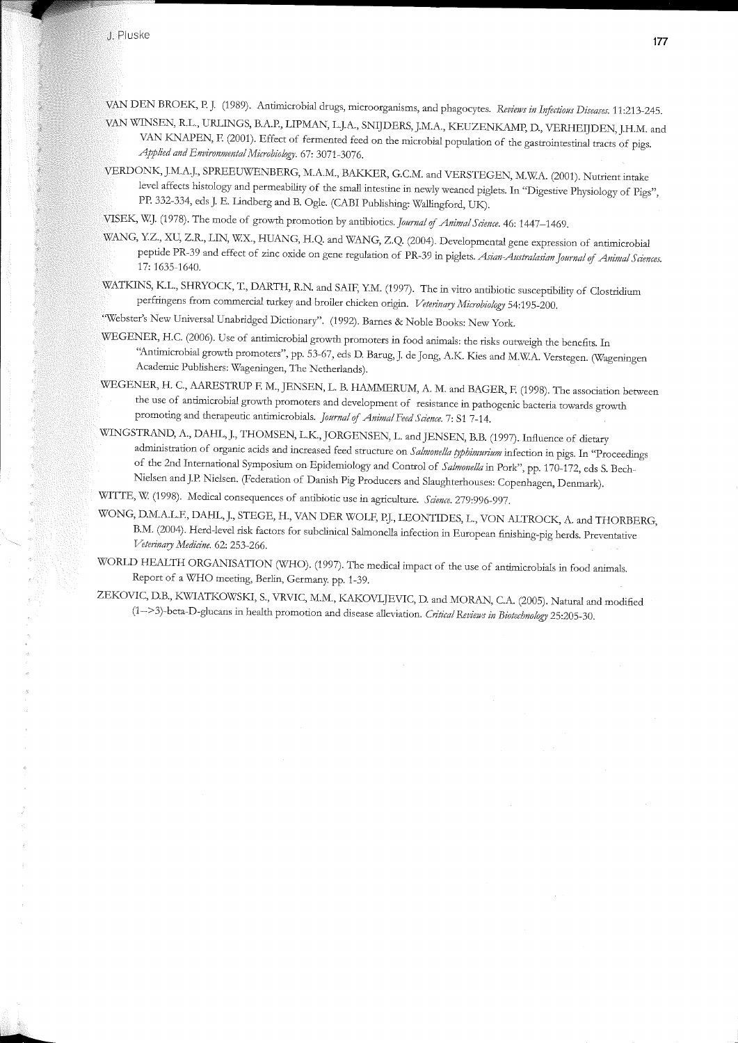VAN DEN BROEK, P. J. (1989). Antimicrobial drugs, microorganisms, and phagocytes. *Reviews in Infectious Diseases.* 11:213-245.

VAN WINSEN, R.L., URLINGS, B.A.P., LIPMAN, L.J.A., SNIJDERS, J.M.A., KEUZENKAMP, D., VERHEIJDEN, J.H.M. and VAN KNAPEN, F. (2001). Effect of fermented feed on the microbial population of the gastrointestinal tracts of pigs. *Applied and Environmental Microbiology.* 67: 3071-3076.

VERDONK, J.M.A.J., SPREEUWENBERG, M.A.M., BAKKER, G.C.M. and VERSTEGEN, M.W.A. (2001). Nutrient intake level affects histology and permeability of the small intestine in newly weaned piglets. In "Digestive Physiology of Pigs", PP. 332-334, eds J. E. Lindberg and B. Ogle. (CABI Publishing: Wallingford, UK).

VISEK, W.J. (1978). The mode of growth promotion by antibiotics. *Journal of Animal Science.* 46: 1447–1469.

WANG, Y.Z., XU, Z.R., LIN, W.X., HUANG, H.Q. and WANG, Z.Q. (2004). Developmental gene expression of antimicrobial peptide PR-39 and effect of zinc oxide on gene regulation of PR-39 in piglets. *Asian-Australasian Journal of Animal Sciences.* 17: 1635-1640.

WATKINS, K.L., SHRYOCK, T., DARTH, R.N. and SAIF, Y.M. (1997). The in vitro antibiotic susceptibility of Clostridium perfringens from commercial turkey and broiler chicken origin. *Veterinary Microbiology* 54:195-200.

"Webster's New Universal Unabridged Dictionary". (1992). Barnes & Noble Books: New York.

WEGENER, H.C. (2006). Use of antimicrobial growth promoters in food animals: the risks outweigh the benefits. In "Antimicrobial growth promoters", pp. 53-67, eds D. Barug, J. de Jong, A.K. Kies and M.W.A. Verstegen. (Wageningen Academic Publishers: Wageningen, The Netherlands).

WEGENER, H. C., AARESTRUP F. M., JENSEN, L. B. HAMMERUM, A. M. and BAGER, F. (1998). The association between the use of antimicrobial growth promoters and development of resistance in pathogenic bacteria towards growth promoting and therapeutic antimicrobials. *Journal of Animal Feed Science.* 7: S1 7-14.

WINGSTRAND, A., DAHL, J., THOMSEN, L.K., JORGENSEN, L. and JENSEN, B.B. (1997). Influence of dietary administration of organic acids and increased feed structure on *Salmonella typhimurium* infection in pigs. In "Proceedings of the 2nd International Symposium on Epidemiology and Control of *Salmonella* in Pork", pp. 170-172, eds S. Bech-Nielsen and J.P. Nielsen. (Federation of Danish Pig Producers and Slaughterhouses: Copenhagen, Denmark).

WITTE, W. (1998). Medical consequences of antibiotic use in agriculture. *Science.* 279:996-997.

WONG, D.M.A.L.F., DAHL, J., STEGE, H., VAN DER WOLF, P.J., LEONTIDES, L., VON ALTROCK, A. and THORBERG, B.M. (2004). Herd-level risk factors for subclinical Salmonella infection in European finishing-pig herds. Preventative *Veterinary Medicine.* 62: 253-266.

WORLD HEALTH ORGANISATION (WHO). (1997). The medical impact of the use of antimicrobials in food animals. Report of a WHO meeting, Berlin, Germany. pp. 1-39.

ZEKOVIC, D.B., KWIATKOWSKI, S., VRVIC, M.M., KAKOVLJEVIC, D. and MORAN, C.A. (2005). Natural and modified (1-->3)-beta-D-glucans in health promotion and disease alleviation. *Critical Reviews in Biotechnology* 25:205-30.